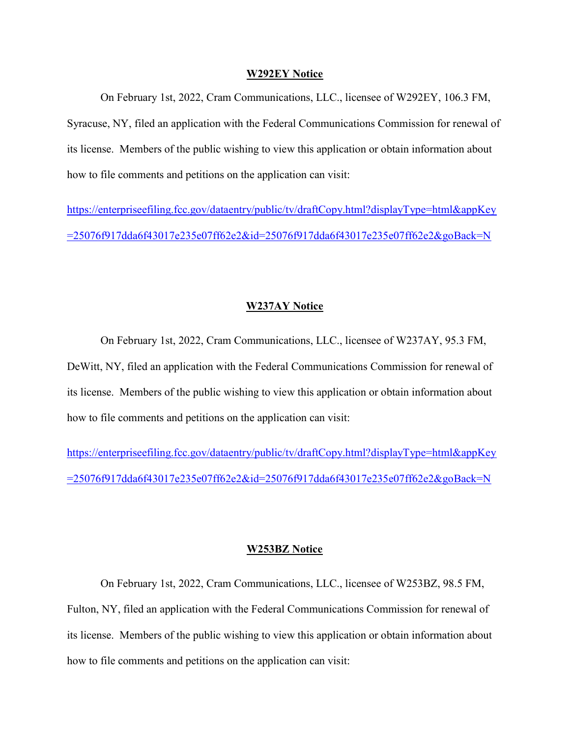**W292EY Notice**

On February 1st, 2022, Cram Communications, LLC., licensee of W292EY, 106.3 FM, Syracuse, NY, filed an application with the Federal Communications Commission for renewal of its license. Members of the public wishing to view this application or obtain information about how to file comments and petitions on the application can visit:

https://enterprisefiling.fcc.gov/dataentry/public/tv/draftCopy.html?displayType=html&appKey=25076f917dda6f43017e235e07ff62e2&id=25076f917dda6f43017e235e07ff62e2&goBack=N

**W237AY Notice**

On February 1st, 2022, Cram Communications, LLC., licensee of W237AY, 95.3 FM, DeWitt, NY, filed an application with the Federal Communications Commission for renewal of its license. Members of the public wishing to view this application or obtain information about how to file comments and petitions on the application can visit:

https://enterprisefiling.fcc.gov/dataentry/public/tv/draftCopy.html?displayType=html&appKey=25076f917dda6f43017e235e07ff62e2&id=25076f917dda6f43017e235e07ff62e2&goBack=N

**W253BZ Notice**

On February 1st, 2022, Cram Communications, LLC., licensee of W253BZ, 98.5 FM, Fulton, NY, filed an application with the Federal Communications Commission for renewal of its license. Members of the public wishing to view this application or obtain information about how to file comments and petitions on the application can visit: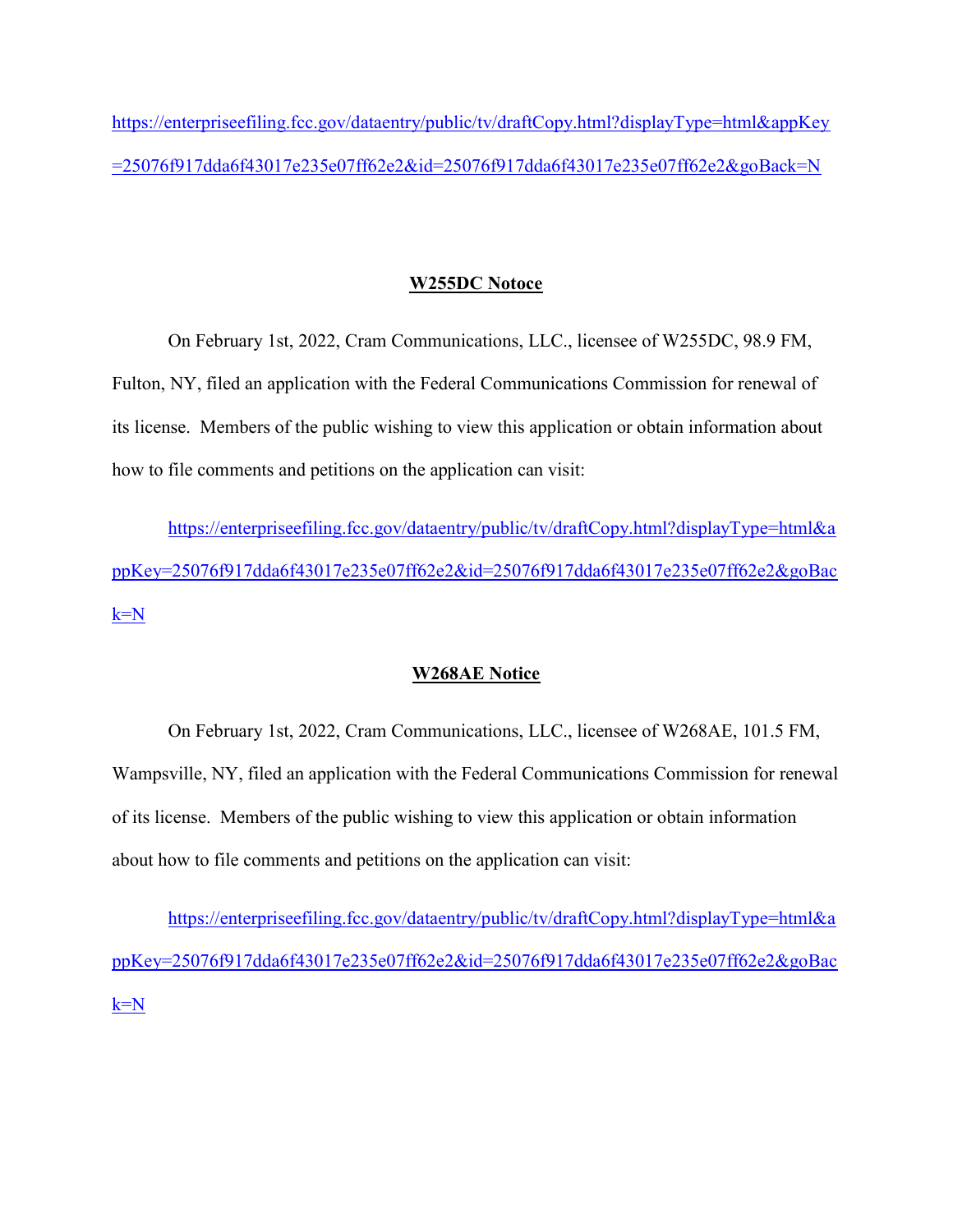https://enterprisefiling.fcc.gov/dataentry/public/tv/draftCopy.html?displayType=html&appKey=25076f917dda6f43017e235e07ff62e2&id=25076f917dda6f43017e235e07ff62e2&goBack=N

**W255DC Notoce**

On February 1st, 2022, Cram Communications, LLC., licensee of W255DC, 98.9 FM, Fulton, NY, filed an application with the Federal Communications Commission for renewal of its license. Members of the public wishing to view this application or obtain information about how to file comments and petitions on the application can visit:

https://enterprisefiling.fcc.gov/dataentry/public/tv/draftCopy.html?displayType=html&appKey=25076f917dda6f43017e235e07ff62e2&id=25076f917dda6f43017e235e07ff62e2&goBack=N

**W268AE Notice**

On February 1st, 2022, Cram Communications, LLC., licensee of W268AE, 101.5 FM, Wampsville, NY, filed an application with the Federal Communications Commission for renewal of its license. Members of the public wishing to view this application or obtain information about how to file comments and petitions on the application can visit:

https://enterprisefiling.fcc.gov/dataentry/public/tv/draftCopy.html?displayType=html&appKey=25076f917dda6f43017e235e07ff62e2&id=25076f917dda6f43017e235e07ff62e2&goBack=N